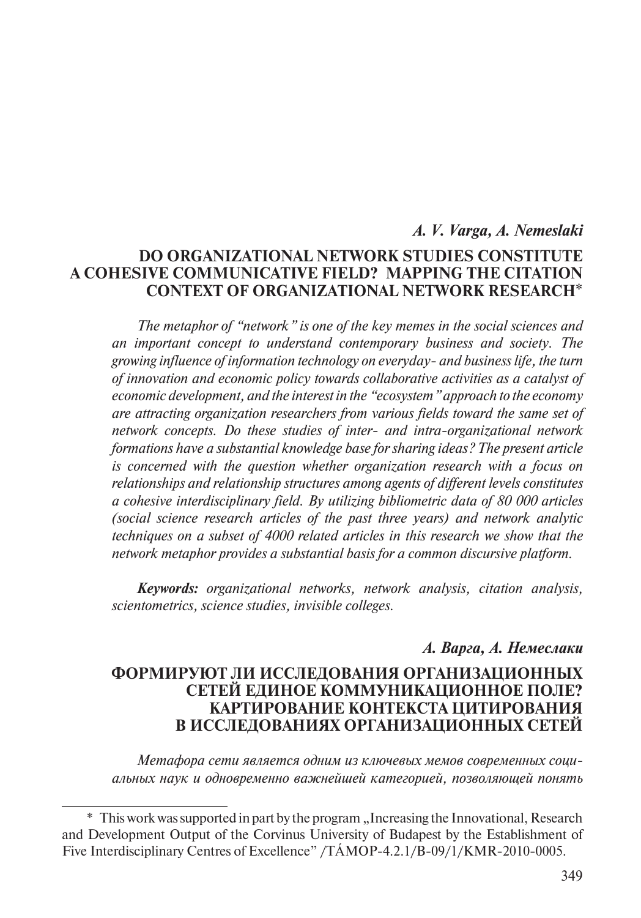***A. V. Varga, A. Nemeslaki***

# DO ORGANIZATIONAL NETWORK STUDIES CONSTITUTE A COHESIVE COMMUNICATIVE FIELD? MAPPING THE CITATION CONTEXT OF ORGANIZATIONAL NETWORK RESEARCH*

*The metaphor of "network" is one of the key memes in the social sciences and an important concept to understand contemporary business and society. The growing influence of information technology on everyday- and business life, the turn of innovation and economic policy towards collaborative activities as a catalyst of economic development, and the interest in the "ecosystem" approach to the economy are attracting organization researchers from various fields toward the same set of network concepts. Do these studies of inter- and intra-organizational network formations have a substantial knowledge base for sharing ideas? The present article is concerned with the question whether organization research with a focus on relationships and relationship structures among agents of different levels constitutes a cohesive interdisciplinary field. By utilizing bibliometric data of 80 000 articles (social science research articles of the past three years) and network analytic techniques on a subset of 4000 related articles in this research we show that the network metaphor provides a substantial basis for a common discursive platform.*

***Keywords:*** *organizational networks, network analysis, citation analysis, scientometrics, science studies, invisible colleges.*

***А. Варга, А. Немеслаки***

# ФОРМИРУЮТ ЛИ ИССЛЕДОВАНИЯ ОРГАНИЗАЦИОННЫХ СЕТЕЙ ЕДИНОЕ КОММУНИКАЦИОННОЕ ПОЛЕ? КАРТИРОВАНИЕ КОНТЕКСТА ЦИТИРОВАНИЯ В ИССЛЕДОВАНИЯХ ОРГАНИЗАЦИОННЫХ СЕТЕЙ

*Метафора сети является одним из ключевых мемов современных социальных наук и одновременно важнейшей категорией, позволяющей понять*

---

\* This work was supported in part by the program „Increasing the Innovational, Research and Development Output of the Corvinus University of Budapest by the Establishment of Five Interdisciplinary Centres of Excellence" /TÁMOP-4.2.1/B-09/1/KMR-2010-0005.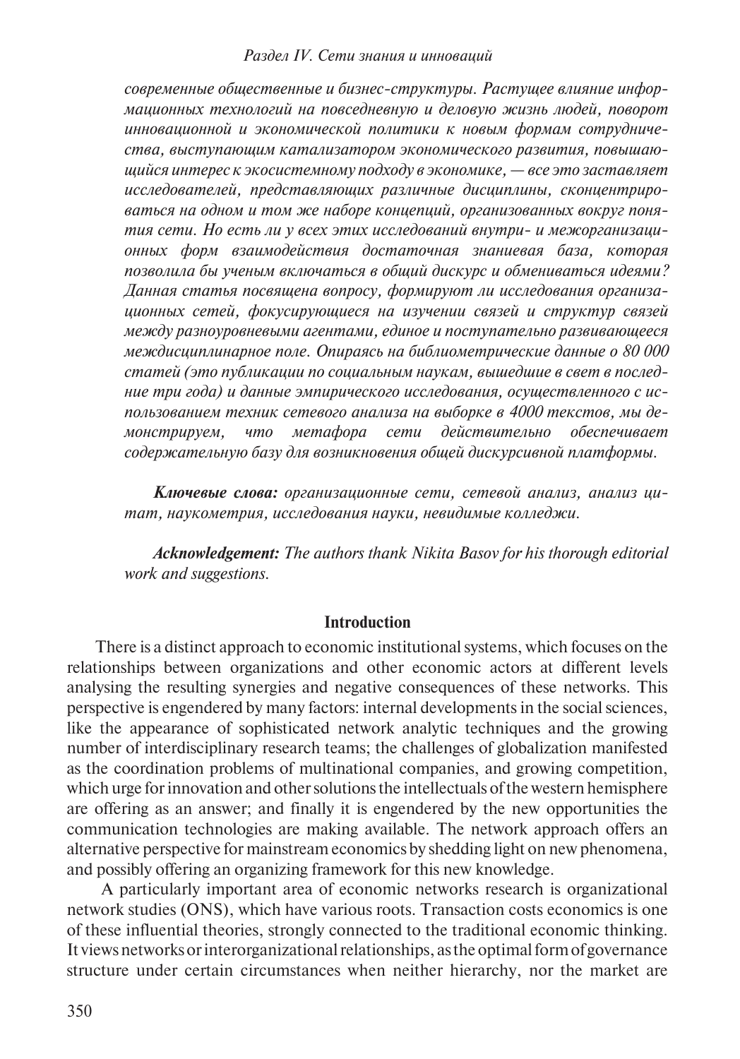*современные общественные и бизнес-структуры. Растущее влияние информационных технологий на повседневную и деловую жизнь людей, поворот инновационной и экономической политики к новым формам сотрудничества, выступающим катализатором экономического развития, повышающийся интерес к экосистемному подходу в экономике, — все это заставляет исследователей, представляющих различные дисциплины, сконцентрироваться на одном и том же наборе концепций, организованных вокруг понятия сети. Но есть ли у всех этих исследований внутри- и межорганизационных форм взаимодействия достаточная знаниевая база, которая позволила бы ученым включаться в общий дискурс и обмениваться идеями? Данная статья посвящена вопросу, формируют ли исследования организационных сетей, фокусирующиеся на изучении связей и структур связей между разноуровневыми агентами, единое и поступательно развивающееся междисциплинарное поле. Опираясь на библиометрические данные о 80 000 статей (это публикации по социальным наукам, вышедшие в свет в последние три года) и данные эмпирического исследования, осуществленного с использованием техник сетевого анализа на выборке в 4000 текстов, мы демонстрируем, что метафора сети действительно обеспечивает содержательную базу для возникновения общей дискурсивной платформы.*

***Ключевые слова:*** *организационные сети, сетевой анализ, анализ цитат, наукометрия, исследования науки, невидимые колледжи.*

***Acknowledgement:*** *The authors thank Nikita Basov for his thorough editorial work and suggestions.*

## Introduction

There is a distinct approach to economic institutional systems, which focuses on the relationships between organizations and other economic actors at different levels analysing the resulting synergies and negative consequences of these networks. This perspective is engendered by many factors: internal developments in the social sciences, like the appearance of sophisticated network analytic techniques and the growing number of interdisciplinary research teams; the challenges of globalization manifested as the coordination problems of multinational companies, and growing competition, which urge for innovation and other solutions the intellectuals of the western hemisphere are offering as an answer; and finally it is engendered by the new opportunities the communication technologies are making available. The network approach offers an alternative perspective for mainstream economics by shedding light on new phenomena, and possibly offering an organizing framework for this new knowledge.

A particularly important area of economic networks research is organizational network studies (ONS), which have various roots. Transaction costs economics is one of these influential theories, strongly connected to the traditional economic thinking. It views networks or interorganizational relationships, as the optimal form of governance structure under certain circumstances when neither hierarchy, nor the market are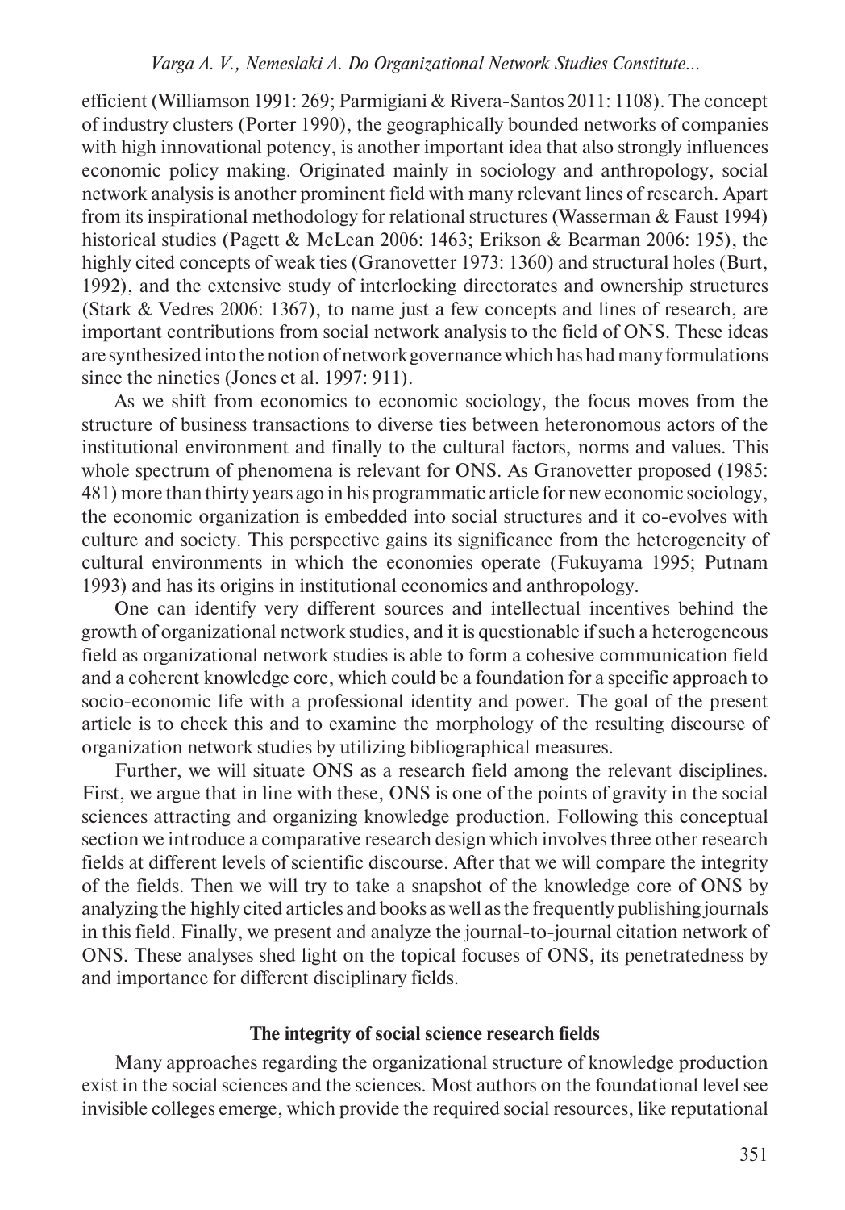efficient (Williamson 1991: 269; Parmigiani & Rivera-Santos 2011: 1108). The concept of industry clusters (Porter 1990), the geographically bounded networks of companies with high innovational potency, is another important idea that also strongly influences economic policy making. Originated mainly in sociology and anthropology, social network analysis is another prominent field with many relevant lines of research. Apart from its inspirational methodology for relational structures (Wasserman & Faust 1994) historical studies (Pagett & McLean 2006: 1463; Erikson & Bearman 2006: 195), the highly cited concepts of weak ties (Granovetter 1973: 1360) and structural holes (Burt, 1992), and the extensive study of interlocking directorates and ownership structures (Stark & Vedres 2006: 1367), to name just a few concepts and lines of research, are important contributions from social network analysis to the field of ONS. These ideas are synthesized into the notion of network governance which has had many formulations since the nineties (Jones et al. 1997: 911).

As we shift from economics to economic sociology, the focus moves from the structure of business transactions to diverse ties between heteronomous actors of the institutional environment and finally to the cultural factors, norms and values. This whole spectrum of phenomena is relevant for ONS. As Granovetter proposed (1985: 481) more than thirty years ago in his programmatic article for new economic sociology, the economic organization is embedded into social structures and it co-evolves with culture and society. This perspective gains its significance from the heterogeneity of cultural environments in which the economies operate (Fukuyama 1995; Putnam 1993) and has its origins in institutional economics and anthropology.

One can identify very different sources and intellectual incentives behind the growth of organizational network studies, and it is questionable if such a heterogeneous field as organizational network studies is able to form a cohesive communication field and a coherent knowledge core, which could be a foundation for a specific approach to socio-economic life with a professional identity and power. The goal of the present article is to check this and to examine the morphology of the resulting discourse of organization network studies by utilizing bibliographical measures.

Further, we will situate ONS as a research field among the relevant disciplines. First, we argue that in line with these, ONS is one of the points of gravity in the social sciences attracting and organizing knowledge production. Following this conceptual section we introduce a comparative research design which involves three other research fields at different levels of scientific discourse. After that we will compare the integrity of the fields. Then we will try to take a snapshot of the knowledge core of ONS by analyzing the highly cited articles and books as well as the frequently publishing journals in this field. Finally, we present and analyze the journal-to-journal citation network of ONS. These analyses shed light on the topical focuses of ONS, its penetratedness by and importance for different disciplinary fields.

## The integrity of social science research fields

Many approaches regarding the organizational structure of knowledge production exist in the social sciences and the sciences. Most authors on the foundational level see invisible colleges emerge, which provide the required social resources, like reputational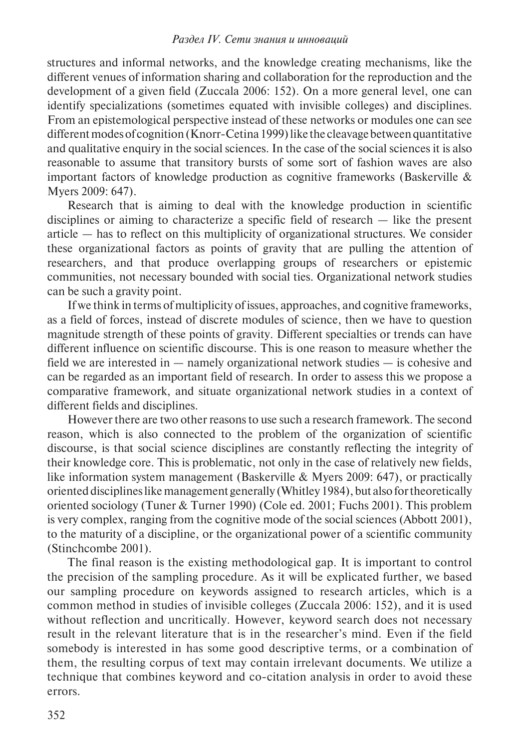structures and informal networks, and the knowledge creating mechanisms, like the different venues of information sharing and collaboration for the reproduction and the development of a given field (Zuccala 2006: 152). On a more general level, one can identify specializations (sometimes equated with invisible colleges) and disciplines. From an epistemological perspective instead of these networks or modules one can see different modes of cognition (Knorr-Cetina 1999) like the cleavage between quantitative and qualitative enquiry in the social sciences. In the case of the social sciences it is also reasonable to assume that transitory bursts of some sort of fashion waves are also important factors of knowledge production as cognitive frameworks (Baskerville & Myers 2009: 647).

Research that is aiming to deal with the knowledge production in scientific disciplines or aiming to characterize a specific field of research — like the present article — has to reflect on this multiplicity of organizational structures. We consider these organizational factors as points of gravity that are pulling the attention of researchers, and that produce overlapping groups of researchers or epistemic communities, not necessary bounded with social ties. Organizational network studies can be such a gravity point.

If we think in terms of multiplicity of issues, approaches, and cognitive frameworks, as a field of forces, instead of discrete modules of science, then we have to question magnitude strength of these points of gravity. Different specialties or trends can have different influence on scientific discourse. This is one reason to measure whether the field we are interested in — namely organizational network studies — is cohesive and can be regarded as an important field of research. In order to assess this we propose a comparative framework, and situate organizational network studies in a context of different fields and disciplines.

However there are two other reasons to use such a research framework. The second reason, which is also connected to the problem of the organization of scientific discourse, is that social science disciplines are constantly reflecting the integrity of their knowledge core. This is problematic, not only in the case of relatively new fields, like information system management (Baskerville & Myers 2009: 647), or practically oriented disciplines like management generally (Whitley 1984), but also for theoretically oriented sociology (Tuner & Turner 1990) (Cole ed. 2001; Fuchs 2001). This problem is very complex, ranging from the cognitive mode of the social sciences (Abbott 2001), to the maturity of a discipline, or the organizational power of a scientific community (Stinchcombe 2001).

The final reason is the existing methodological gap. It is important to control the precision of the sampling procedure. As it will be explicated further, we based our sampling procedure on keywords assigned to research articles, which is a common method in studies of invisible colleges (Zuccala 2006: 152), and it is used without reflection and uncritically. However, keyword search does not necessary result in the relevant literature that is in the researcher's mind. Even if the field somebody is interested in has some good descriptive terms, or a combination of them, the resulting corpus of text may contain irrelevant documents. We utilize a technique that combines keyword and co-citation analysis in order to avoid these errors.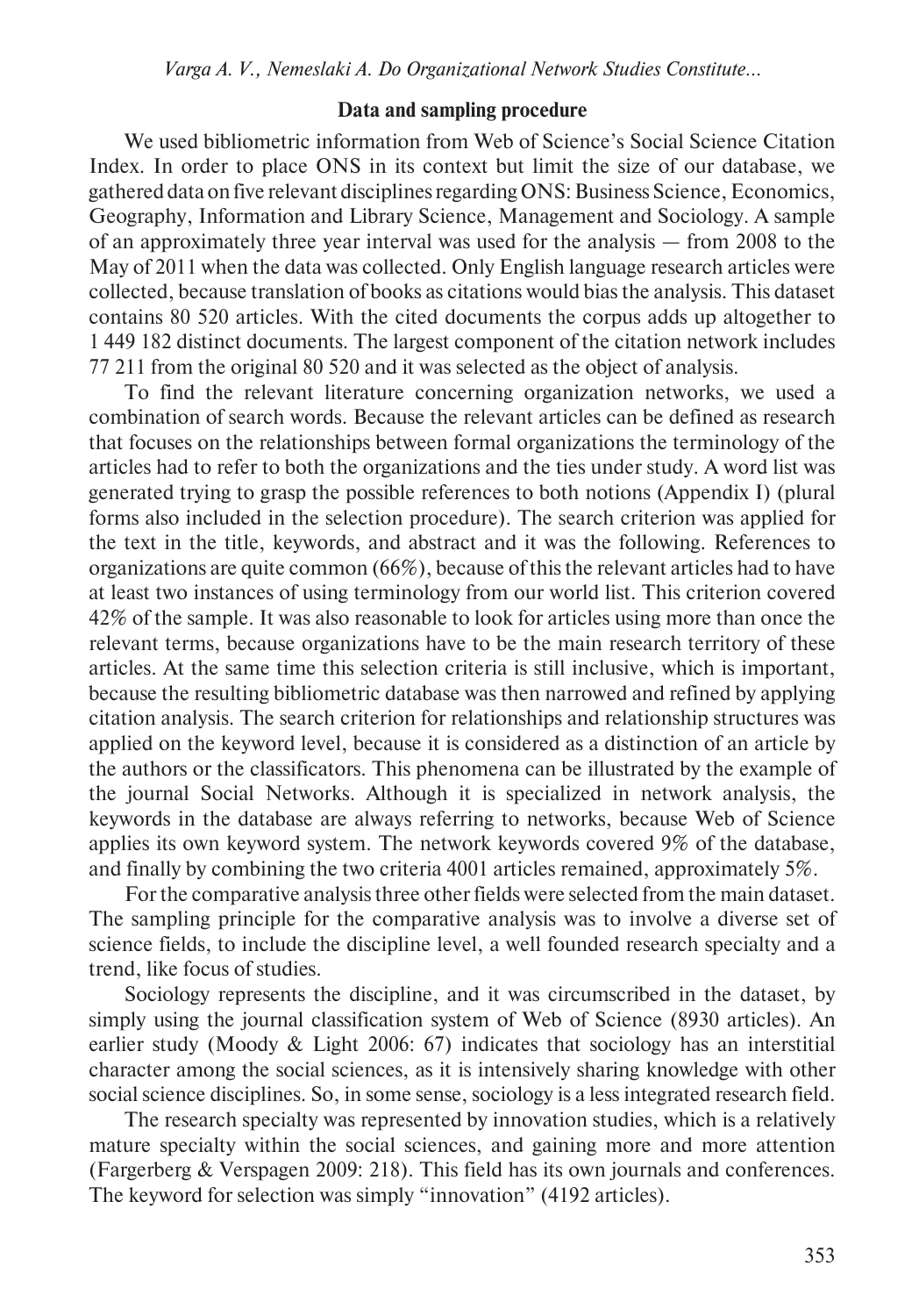### Data and sampling procedure

We used bibliometric information from Web of Science's Social Science Citation Index. In order to place ONS in its context but limit the size of our database, we gathered data on five relevant disciplines regarding ONS: Business Science, Economics, Geography, Information and Library Science, Management and Sociology. A sample of an approximately three year interval was used for the analysis — from 2008 to the May of 2011 when the data was collected. Only English language research articles were collected, because translation of books as citations would bias the analysis. This dataset contains 80 520 articles. With the cited documents the corpus adds up altogether to 1 449 182 distinct documents. The largest component of the citation network includes 77 211 from the original 80 520 and it was selected as the object of analysis.

To find the relevant literature concerning organization networks, we used a combination of search words. Because the relevant articles can be defined as research that focuses on the relationships between formal organizations the terminology of the articles had to refer to both the organizations and the ties under study. A word list was generated trying to grasp the possible references to both notions (Appendix I) (plural forms also included in the selection procedure). The search criterion was applied for the text in the title, keywords, and abstract and it was the following. References to organizations are quite common (66%), because of this the relevant articles had to have at least two instances of using terminology from our world list. This criterion covered 42% of the sample. It was also reasonable to look for articles using more than once the relevant terms, because organizations have to be the main research territory of these articles. At the same time this selection criteria is still inclusive, which is important, because the resulting bibliometric database was then narrowed and refined by applying citation analysis. The search criterion for relationships and relationship structures was applied on the keyword level, because it is considered as a distinction of an article by the authors or the classificators. This phenomena can be illustrated by the example of the journal Social Networks. Although it is specialized in network analysis, the keywords in the database are always referring to networks, because Web of Science applies its own keyword system. The network keywords covered 9% of the database, and finally by combining the two criteria 4001 articles remained, approximately 5%.

For the comparative analysis three other fields were selected from the main dataset. The sampling principle for the comparative analysis was to involve a diverse set of science fields, to include the discipline level, a well founded research specialty and a trend, like focus of studies.

Sociology represents the discipline, and it was circumscribed in the dataset, by simply using the journal classification system of Web of Science (8930 articles). An earlier study (Moody & Light 2006: 67) indicates that sociology has an interstitial character among the social sciences, as it is intensively sharing knowledge with other social science disciplines. So, in some sense, sociology is a less integrated research field.

The research specialty was represented by innovation studies, which is a relatively mature specialty within the social sciences, and gaining more and more attention (Fargerberg & Verspagen 2009: 218). This field has its own journals and conferences. The keyword for selection was simply "innovation" (4192 articles).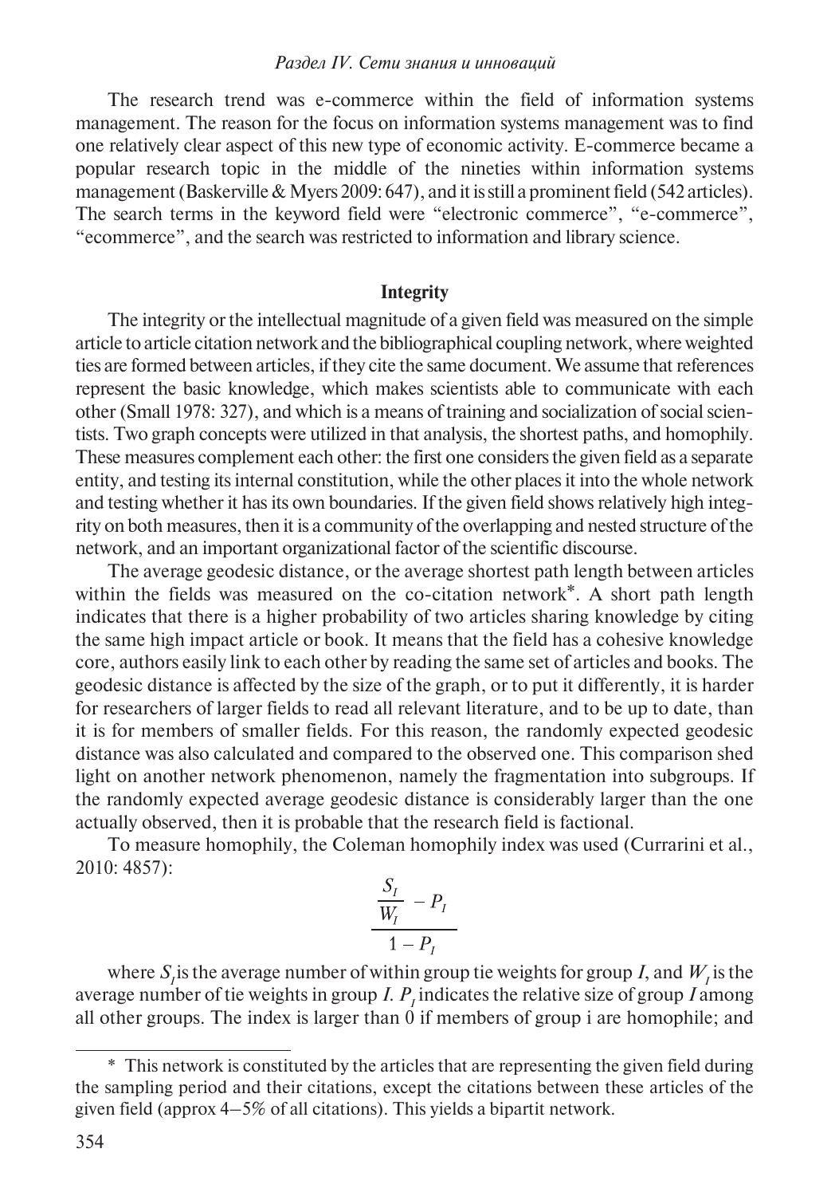The research trend was e-commerce within the field of information systems management. The reason for the focus on information systems management was to find one relatively clear aspect of this new type of economic activity. E-commerce became a popular research topic in the middle of the nineties within information systems management (Baskerville & Myers 2009: 647), and it is still a prominent field (542 articles). The search terms in the keyword field were "electronic commerce", "e-commerce", "ecommerce", and the search was restricted to information and library science.

## Integrity

The integrity or the intellectual magnitude of a given field was measured on the simple article to article citation network and the bibliographical coupling network, where weighted ties are formed between articles, if they cite the same document. We assume that references represent the basic knowledge, which makes scientists able to communicate with each other (Small 1978: 327), and which is a means of training and socialization of social scientists. Two graph concepts were utilized in that analysis, the shortest paths, and homophily. These measures complement each other: the first one considers the given field as a separate entity, and testing its internal constitution, while the other places it into the whole network and testing whether it has its own boundaries. If the given field shows relatively high integrity on both measures, then it is a community of the overlapping and nested structure of the network, and an important organizational factor of the scientific discourse.

The average geodesic distance, or the average shortest path length between articles within the fields was measured on the co-citation network*. A short path length indicates that there is a higher probability of two articles sharing knowledge by citing the same high impact article or book. It means that the field has a cohesive knowledge core, authors easily link to each other by reading the same set of articles and books. The geodesic distance is affected by the size of the graph, or to put it differently, it is harder for researchers of larger fields to read all relevant literature, and to be up to date, than it is for members of smaller fields. For this reason, the randomly expected geodesic distance was also calculated and compared to the observed one. This comparison shed light on another network phenomenon, namely the fragmentation into subgroups. If the randomly expected average geodesic distance is considerably larger than the one actually observed, then it is probable that the research field is factional.

To measure homophily, the Coleman homophily index was used (Currarini et al., 2010: 4857):

$$\frac{\frac{S_I}{W_I} - P_I}{1 - P_I}$$

where $S_I$ is the average number of within group tie weights for group $I$, and $W_I$ is the average number of tie weights in group $I$. $P_I$ indicates the relative size of group $I$ among all other groups. The index is larger than 0 if members of group i are homophile; and

* This network is constituted by the articles that are representing the given field during the sampling period and their citations, except the citations between these articles of the given field (approx 4–5% of all citations). This yields a bipartit network.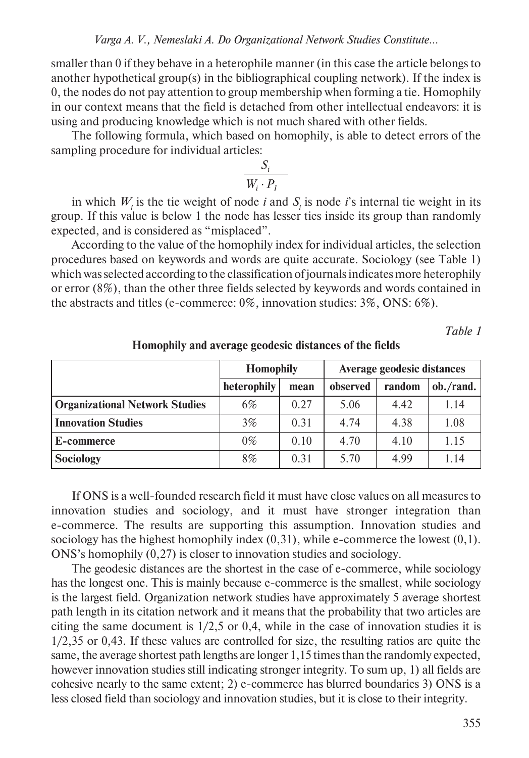smaller than 0 if they behave in a heterophile manner (in this case the article belongs to another hypothetical group(s) in the bibliographical coupling network). If the index is 0, the nodes do not pay attention to group membership when forming a tie. Homophily in our context means that the field is detached from other intellectual endeavors: it is using and producing knowledge which is not much shared with other fields.

The following formula, which based on homophily, is able to detect errors of the sampling procedure for individual articles:

$$\frac{S_i}{W_i \cdot P_I}$$

in which $W_i$ is the tie weight of node *i* and $S_i$ is node *i*'s internal tie weight in its group. If this value is below 1 the node has lesser ties inside its group than randomly expected, and is considered as "misplaced".

According to the value of the homophily index for individual articles, the selection procedures based on keywords and words are quite accurate. Sociology (see Table 1) which was selected according to the classification of journals indicates more heterophily or error (8%), than the other three fields selected by keywords and words contained in the abstracts and titles (e-commerce: 0%, innovation studies: 3%, ONS: 6%).

*Table 1*

**Homophily and average geodesic distances of the fields**

| | Homophily | | Average geodesic distances | | |
|---|---|---|---|---|---|
| | heterophily | mean | observed | random | ob./rand. |
| **Organizational Network Studies** | 6% | 0.27 | 5.06 | 4.42 | 1.14 |
| **Innovation Studies** | 3% | 0.31 | 4.74 | 4.38 | 1.08 |
| **E-commerce** | 0% | 0.10 | 4.70 | 4.10 | 1.15 |
| **Sociology** | 8% | 0.31 | 5.70 | 4.99 | 1.14 |

If ONS is a well-founded research field it must have close values on all measures to innovation studies and sociology, and it must have stronger integration than e-commerce. The results are supporting this assumption. Innovation studies and sociology has the highest homophily index (0,31), while e-commerce the lowest (0,1). ONS's homophily (0,27) is closer to innovation studies and sociology.

The geodesic distances are the shortest in the case of e-commerce, while sociology has the longest one. This is mainly because e-commerce is the smallest, while sociology is the largest field. Organization network studies have approximately 5 average shortest path length in its citation network and it means that the probability that two articles are citing the same document is 1/2,5 or 0,4, while in the case of innovation studies it is 1/2,35 or 0,43. If these values are controlled for size, the resulting ratios are quite the same, the average shortest path lengths are longer 1,15 times than the randomly expected, however innovation studies still indicating stronger integrity. To sum up, 1) all fields are cohesive nearly to the same extent; 2) e-commerce has blurred boundaries 3) ONS is a less closed field than sociology and innovation studies, but it is close to their integrity.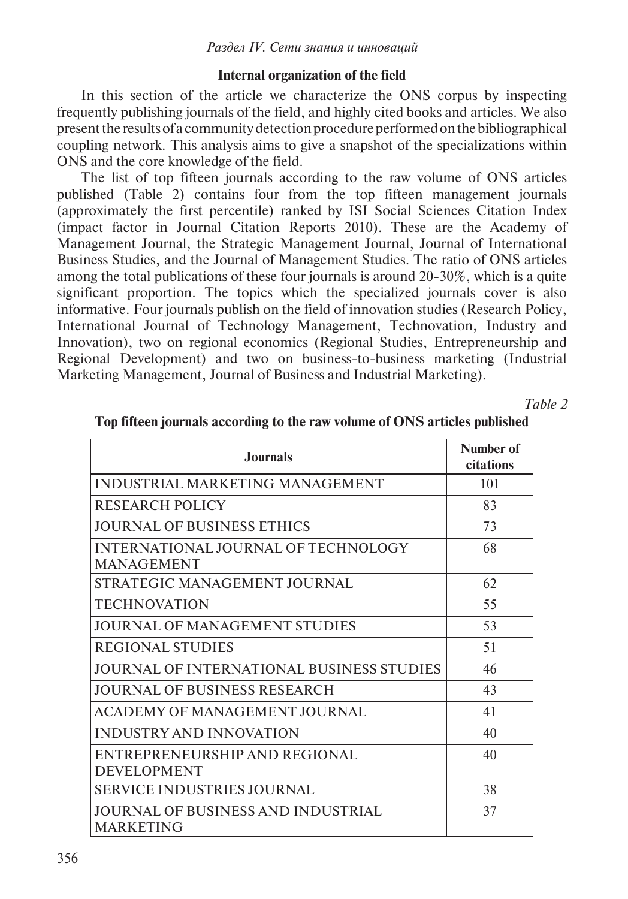### Internal organization of the field

In this section of the article we characterize the ONS corpus by inspecting frequently publishing journals of the field, and highly cited books and articles. We also present the results of a community detection procedure performed on the bibliographical coupling network. This analysis aims to give a snapshot of the specializations within ONS and the core knowledge of the field.

The list of top fifteen journals according to the raw volume of ONS articles published (Table 2) contains four from the top fifteen management journals (approximately the first percentile) ranked by ISI Social Sciences Citation Index (impact factor in Journal Citation Reports 2010). These are the Academy of Management Journal, the Strategic Management Journal, Journal of International Business Studies, and the Journal of Management Studies. The ratio of ONS articles among the total publications of these four journals is around 20-30%, which is a quite significant proportion. The topics which the specialized journals cover is also informative. Four journals publish on the field of innovation studies (Research Policy, International Journal of Technology Management, Technovation, Industry and Innovation), two on regional economics (Regional Studies, Entrepreneurship and Regional Development) and two on business-to-business marketing (Industrial Marketing Management, Journal of Business and Industrial Marketing).

*Table 2*

**Top fifteen journals according to the raw volume of ONS articles published**

| Journals | Number of citations |
|---|---|
| INDUSTRIAL MARKETING MANAGEMENT | 101 |
| RESEARCH POLICY | 83 |
| JOURNAL OF BUSINESS ETHICS | 73 |
| INTERNATIONAL JOURNAL OF TECHNOLOGY MANAGEMENT | 68 |
| STRATEGIC MANAGEMENT JOURNAL | 62 |
| TECHNOVATION | 55 |
| JOURNAL OF MANAGEMENT STUDIES | 53 |
| REGIONAL STUDIES | 51 |
| JOURNAL OF INTERNATIONAL BUSINESS STUDIES | 46 |
| JOURNAL OF BUSINESS RESEARCH | 43 |
| ACADEMY OF MANAGEMENT JOURNAL | 41 |
| INDUSTRY AND INNOVATION | 40 |
| ENTREPRENEURSHIP AND REGIONAL DEVELOPMENT | 40 |
| SERVICE INDUSTRIES JOURNAL | 38 |
| JOURNAL OF BUSINESS AND INDUSTRIAL MARKETING | 37 |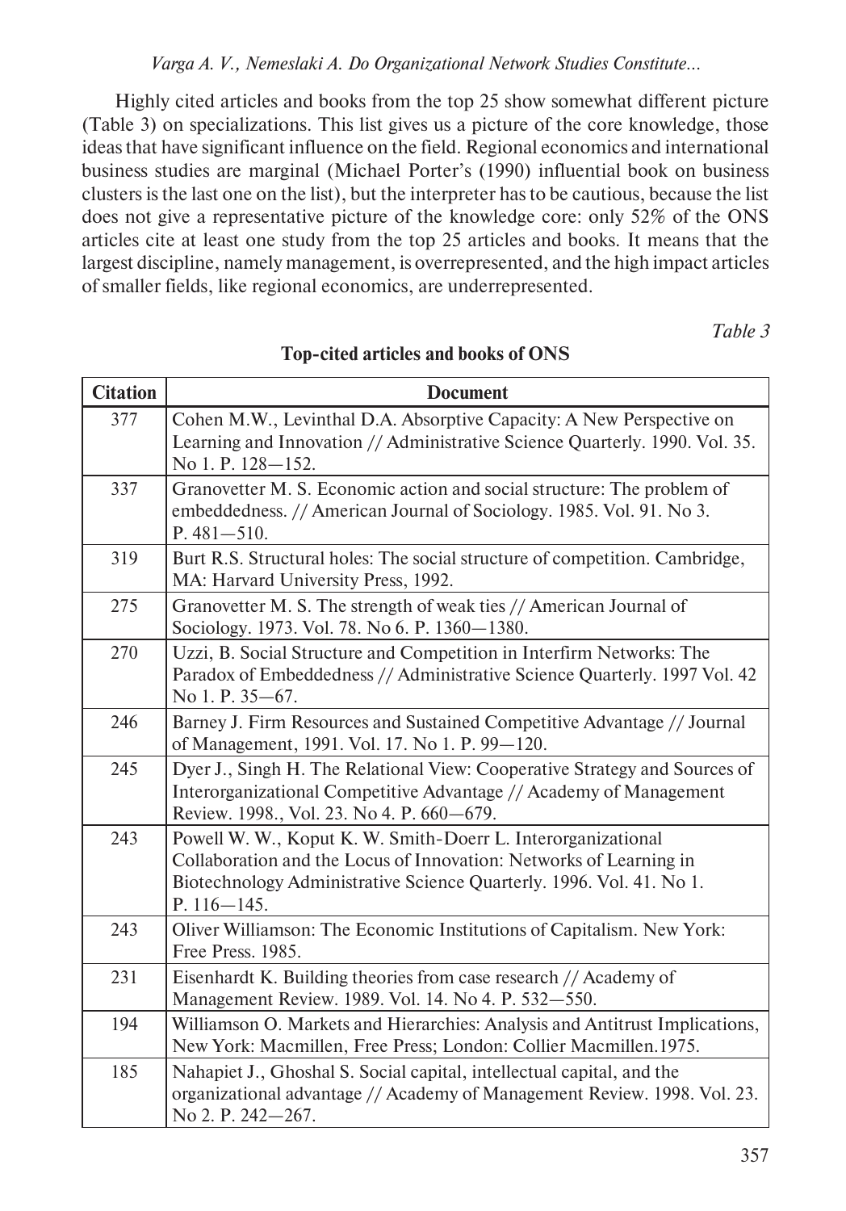Highly cited articles and books from the top 25 show somewhat different picture (Table 3) on specializations. This list gives us a picture of the core knowledge, those ideas that have significant influence on the field. Regional economics and international business studies are marginal (Michael Porter's (1990) influential book on business clusters is the last one on the list), but the interpreter has to be cautious, because the list does not give a representative picture of the knowledge core: only 52% of the ONS articles cite at least one study from the top 25 articles and books. It means that the largest discipline, namely management, is overrepresented, and the high impact articles of smaller fields, like regional economics, are underrepresented.

*Table 3*

**Top-cited articles and books of ONS**

| Citation | Document |
|---|---|
| 377 | Cohen M.W., Levinthal D.A. Absorptive Capacity: A New Perspective on Learning and Innovation // Administrative Science Quarterly. 1990. Vol. 35. No 1. P. 128—152. |
| 337 | Granovetter M. S. Economic action and social structure: The problem of embeddedness. // American Journal of Sociology. 1985. Vol. 91. No 3. P. 481—510. |
| 319 | Burt R.S. Structural holes: The social structure of competition. Cambridge, MA: Harvard University Press, 1992. |
| 275 | Granovetter M. S. The strength of weak ties // American Journal of Sociology. 1973. Vol. 78. No 6. P. 1360—1380. |
| 270 | Uzzi, B. Social Structure and Competition in Interfirm Networks: The Paradox of Embeddedness // Administrative Science Quarterly. 1997 Vol. 42 No 1. P. 35—67. |
| 246 | Barney J. Firm Resources and Sustained Competitive Advantage // Journal of Management, 1991. Vol. 17. No 1. P. 99—120. |
| 245 | Dyer J., Singh H. The Relational View: Cooperative Strategy and Sources of Interorganizational Competitive Advantage // Academy of Management Review. 1998., Vol. 23. No 4. P. 660—679. |
| 243 | Powell W. W., Koput K. W. Smith-Doerr L. Interorganizational Collaboration and the Locus of Innovation: Networks of Learning in Biotechnology Administrative Science Quarterly. 1996. Vol. 41. No 1. P. 116—145. |
| 243 | Oliver Williamson: The Economic Institutions of Capitalism. New York: Free Press. 1985. |
| 231 | Eisenhardt K. Building theories from case research // Academy of Management Review. 1989. Vol. 14. No 4. P. 532—550. |
| 194 | Williamson O. Markets and Hierarchies: Analysis and Antitrust Implications, New York: Macmillen, Free Press; London: Collier Macmillen.1975. |
| 185 | Nahapiet J., Ghoshal S. Social capital, intellectual capital, and the organizational advantage // Academy of Management Review. 1998. Vol. 23. No 2. P. 242—267. |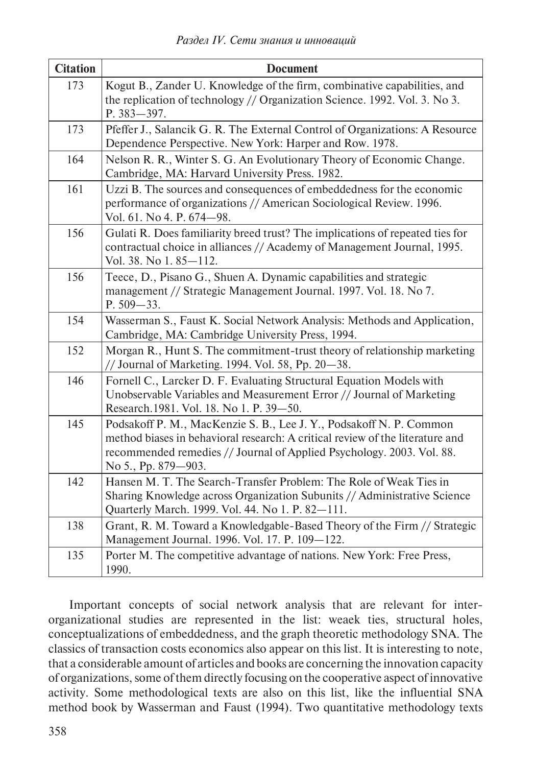| Citation | Document |
|---|---|
| 173 | Kogut B., Zander U. Knowledge of the firm, combinative capabilities, and the replication of technology // Organization Science. 1992. Vol. 3. No 3. P. 383—397. |
| 173 | Pfeffer J., Salancik G. R. The External Control of Organizations: A Resource Dependence Perspective. New York: Harper and Row. 1978. |
| 164 | Nelson R. R., Winter S. G. An Evolutionary Theory of Economic Change. Cambridge, MA: Harvard University Press. 1982. |
| 161 | Uzzi B. The sources and consequences of embeddedness for the economic performance of organizations // American Sociological Review. 1996. Vol. 61. No 4. P. 674—98. |
| 156 | Gulati R. Does familiarity breed trust? The implications of repeated ties for contractual choice in alliances // Academy of Management Journal, 1995. Vol. 38. No 1. 85—112. |
| 156 | Teece, D., Pisano G., Shuen A. Dynamic capabilities and strategic management // Strategic Management Journal. 1997. Vol. 18. No 7. P. 509—33. |
| 154 | Wasserman S., Faust K. Social Network Analysis: Methods and Application, Cambridge, MA: Cambridge University Press, 1994. |
| 152 | Morgan R., Hunt S. The commitment-trust theory of relationship marketing // Journal of Marketing. 1994. Vol. 58, Pp. 20—38. |
| 146 | Fornell C., Larcker D. F. Evaluating Structural Equation Models with Unobservable Variables and Measurement Error // Journal of Marketing Research.1981. Vol. 18. No 1. P. 39—50. |
| 145 | Podsakoff P. M., MacKenzie S. B., Lee J. Y., Podsakoff N. P. Common method biases in behavioral research: A critical review of the literature and recommended remedies // Journal of Applied Psychology. 2003. Vol. 88. No 5., Pp. 879—903. |
| 142 | Hansen M. T. The Search-Transfer Problem: The Role of Weak Ties in Sharing Knowledge across Organization Subunits // Administrative Science Quarterly March. 1999. Vol. 44. No 1. P. 82—111. |
| 138 | Grant, R. M. Toward a Knowledgable-Based Theory of the Firm // Strategic Management Journal. 1996. Vol. 17. P. 109—122. |
| 135 | Porter M. The competitive advantage of nations. New York: Free Press, 1990. |

Important concepts of social network analysis that are relevant for inter-organizational studies are represented in the list: weaek ties, structural holes, conceptualizations of embeddedness, and the graph theoretic methodology SNA. The classics of transaction costs economics also appear on this list. It is interesting to note, that a considerable amount of articles and books are concerning the innovation capacity of organizations, some of them directly focusing on the cooperative aspect of innovative activity. Some methodological texts are also on this list, like the influential SNA method book by Wasserman and Faust (1994). Two quantitative methodology texts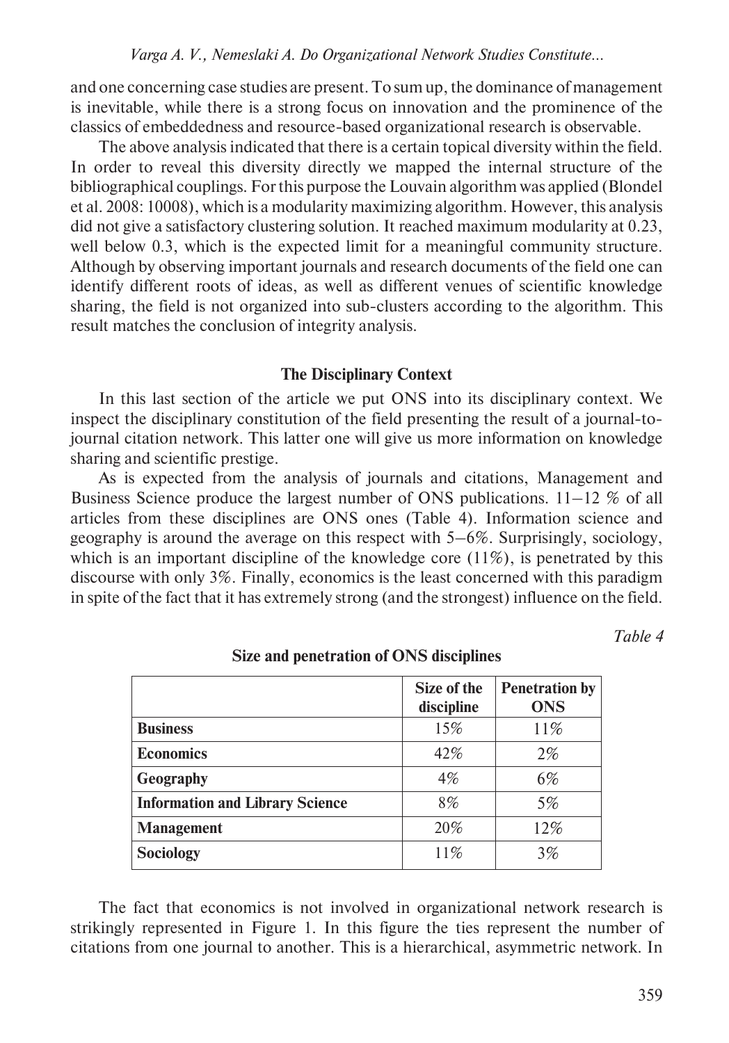and one concerning case studies are present. To sum up, the dominance of management is inevitable, while there is a strong focus on innovation and the prominence of the classics of embeddedness and resource-based organizational research is observable.

The above analysis indicated that there is a certain topical diversity within the field. In order to reveal this diversity directly we mapped the internal structure of the bibliographical couplings. For this purpose the Louvain algorithm was applied (Blondel et al. 2008: 10008), which is a modularity maximizing algorithm. However, this analysis did not give a satisfactory clustering solution. It reached maximum modularity at 0.23, well below 0.3, which is the expected limit for a meaningful community structure. Although by observing important journals and research documents of the field one can identify different roots of ideas, as well as different venues of scientific knowledge sharing, the field is not organized into sub-clusters according to the algorithm. This result matches the conclusion of integrity analysis.

### The Disciplinary Context

In this last section of the article we put ONS into its disciplinary context. We inspect the disciplinary constitution of the field presenting the result of a journal-to-journal citation network. This latter one will give us more information on knowledge sharing and scientific prestige.

As is expected from the analysis of journals and citations, Management and Business Science produce the largest number of ONS publications. 11–12 % of all articles from these disciplines are ONS ones (Table 4). Information science and geography is around the average on this respect with 5–6%. Surprisingly, sociology, which is an important discipline of the knowledge core (11%), is penetrated by this discourse with only 3%. Finally, economics is the least concerned with this paradigm in spite of the fact that it has extremely strong (and the strongest) influence on the field.

*Table 4*

**Size and penetration of ONS disciplines**

| | Size of the discipline | Penetration by ONS |
|---|---|---|
| **Business** | 15% | 11% |
| **Economics** | 42% | 2% |
| **Geography** | 4% | 6% |
| **Information and Library Science** | 8% | 5% |
| **Management** | 20% | 12% |
| **Sociology** | 11% | 3% |

The fact that economics is not involved in organizational network research is strikingly represented in Figure 1. In this figure the ties represent the number of citations from one journal to another. This is a hierarchical, asymmetric network. In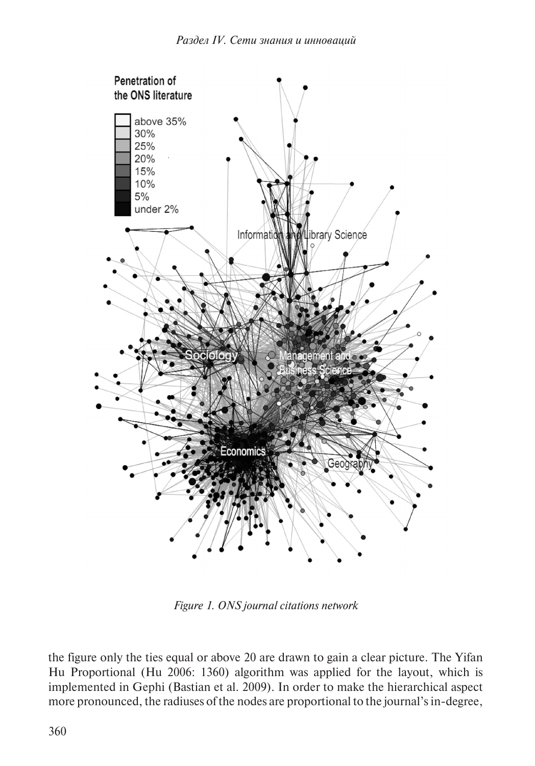*Figure 1. ONS journal citations network*

the figure only the ties equal or above 20 are drawn to gain a clear picture. The Yifan Hu Proportional (Hu 2006: 1360) algorithm was applied for the layout, which is implemented in Gephi (Bastian et al. 2009). In order to make the hierarchical aspect more pronounced, the radiuses of the nodes are proportional to the journal's in-degree,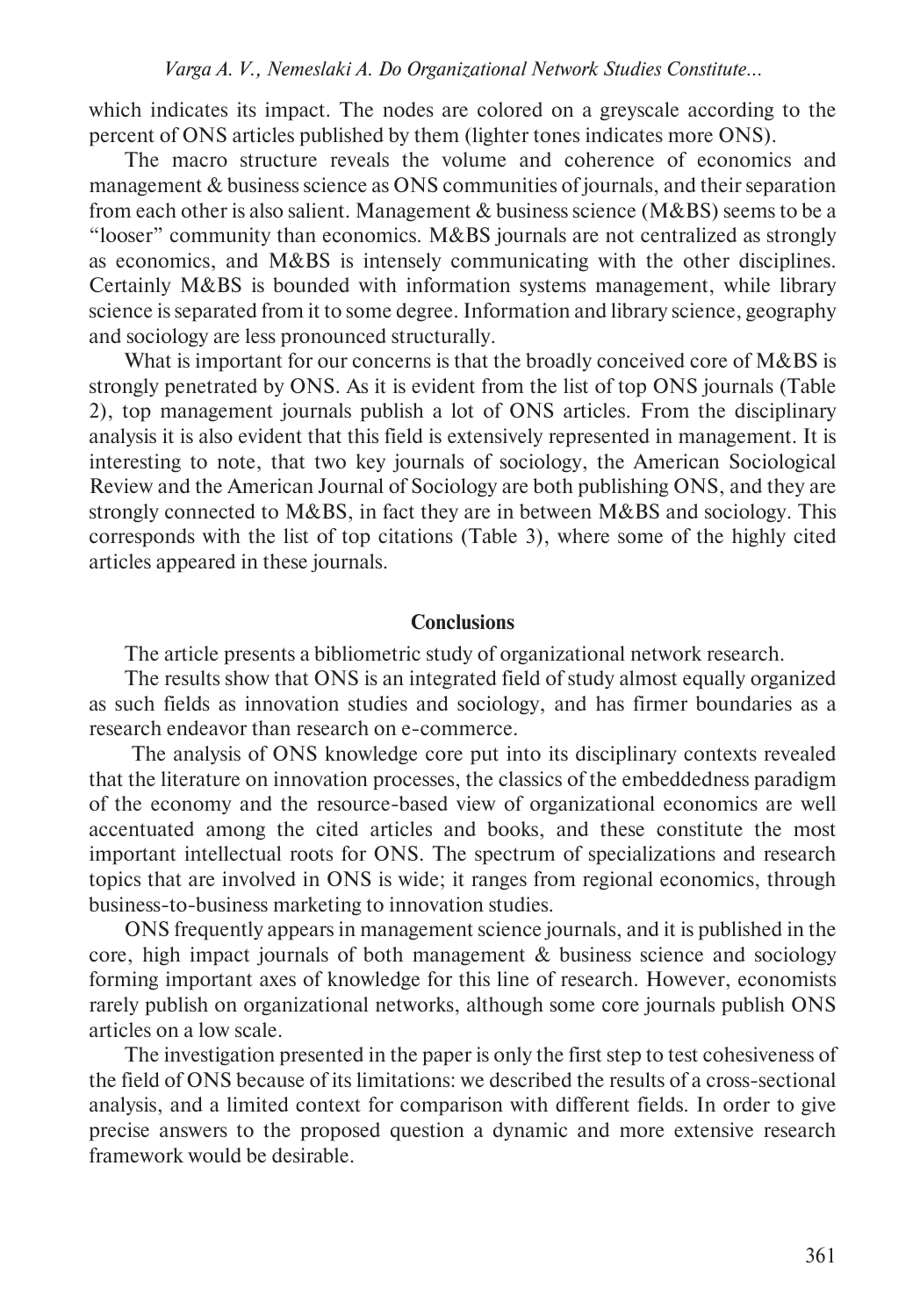which indicates its impact. The nodes are colored on a greyscale according to the percent of ONS articles published by them (lighter tones indicates more ONS).

The macro structure reveals the volume and coherence of economics and management & business science as ONS communities of journals, and their separation from each other is also salient. Management & business science (M&BS) seems to be a "looser" community than economics. M&BS journals are not centralized as strongly as economics, and M&BS is intensely communicating with the other disciplines. Certainly M&BS is bounded with information systems management, while library science is separated from it to some degree. Information and library science, geography and sociology are less pronounced structurally.

What is important for our concerns is that the broadly conceived core of M&BS is strongly penetrated by ONS. As it is evident from the list of top ONS journals (Table 2), top management journals publish a lot of ONS articles. From the disciplinary analysis it is also evident that this field is extensively represented in management. It is interesting to note, that two key journals of sociology, the American Sociological Review and the American Journal of Sociology are both publishing ONS, and they are strongly connected to M&BS, in fact they are in between M&BS and sociology. This corresponds with the list of top citations (Table 3), where some of the highly cited articles appeared in these journals.

## Conclusions

The article presents a bibliometric study of organizational network research.

The results show that ONS is an integrated field of study almost equally organized as such fields as innovation studies and sociology, and has firmer boundaries as a research endeavor than research on e-commerce.

The analysis of ONS knowledge core put into its disciplinary contexts revealed that the literature on innovation processes, the classics of the embeddedness paradigm of the economy and the resource-based view of organizational economics are well accentuated among the cited articles and books, and these constitute the most important intellectual roots for ONS. The spectrum of specializations and research topics that are involved in ONS is wide; it ranges from regional economics, through business-to-business marketing to innovation studies.

ONS frequently appears in management science journals, and it is published in the core, high impact journals of both management & business science and sociology forming important axes of knowledge for this line of research. However, economists rarely publish on organizational networks, although some core journals publish ONS articles on a low scale.

The investigation presented in the paper is only the first step to test cohesiveness of the field of ONS because of its limitations: we described the results of a cross-sectional analysis, and a limited context for comparison with different fields. In order to give precise answers to the proposed question a dynamic and more extensive research framework would be desirable.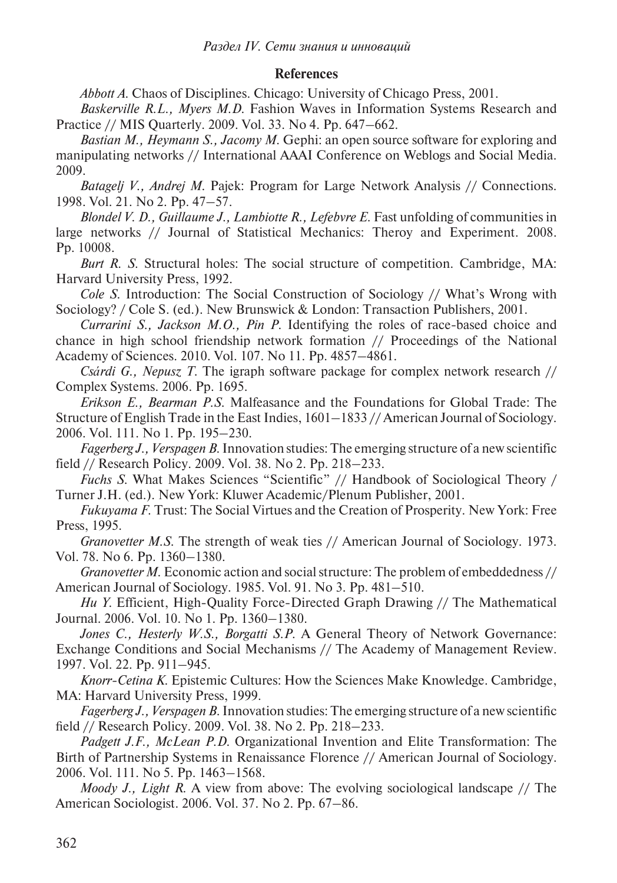## References

*Abbott A.* Chaos of Disciplines. Chicago: University of Chicago Press, 2001.

*Baskerville R.L., Myers M.D.* Fashion Waves in Information Systems Research and Practice // MIS Quarterly. 2009. Vol. 33. No 4. Pp. 647–662.

*Bastian M., Heymann S., Jacomy M.* Gephi: an open source software for exploring and manipulating networks // International AAAI Conference on Weblogs and Social Media. 2009.

*Batagelj V., Andrej M.* Pajek: Program for Large Network Analysis // Connections. 1998. Vol. 21. No 2. Pp. 47–57.

*Blondel V. D., Guillaume J., Lambiotte R., Lefebvre E.* Fast unfolding of communities in large networks // Journal of Statistical Mechanics: Theroy and Experiment. 2008. Pp. 10008.

*Burt R. S.* Structural holes: The social structure of competition. Cambridge, MA: Harvard University Press, 1992.

*Cole S.* Introduction: The Social Construction of Sociology // What's Wrong with Sociology? / Cole S. (ed.). New Brunswick & London: Transaction Publishers, 2001.

*Currarini S., Jackson M.O., Pin P.* Identifying the roles of race-based choice and chance in high school friendship network formation // Proceedings of the National Academy of Sciences. 2010. Vol. 107. No 11. Pp. 4857–4861.

*Csárdi G., Nepusz T.* The igraph software package for complex network research // Complex Systems. 2006. Pp. 1695.

*Erikson E., Bearman P.S.* Malfeasance and the Foundations for Global Trade: The Structure of English Trade in the East Indies, 1601–1833 // American Journal of Sociology. 2006. Vol. 111. No 1. Pp. 195–230.

*Fagerberg J., Verspagen B.* Innovation studies: The emerging structure of a new scientific field // Research Policy. 2009. Vol. 38. No 2. Pp. 218–233.

*Fuchs S.* What Makes Sciences "Scientific" // Handbook of Sociological Theory / Turner J.H. (ed.). New York: Kluwer Academic/Plenum Publisher, 2001.

*Fukuyama F.* Trust: The Social Virtues and the Creation of Prosperity. New York: Free Press, 1995.

*Granovetter M.S.* The strength of weak ties // American Journal of Sociology. 1973. Vol. 78. No 6. Pp. 1360–1380.

*Granovetter M.* Economic action and social structure: The problem of embeddedness // American Journal of Sociology. 1985. Vol. 91. No 3. Pp. 481–510.

*Hu Y.* Efficient, High-Quality Force-Directed Graph Drawing // The Mathematical Journal. 2006. Vol. 10. No 1. Pp. 1360–1380.

*Jones C., Hesterly W.S., Borgatti S.P.* A General Theory of Network Governance: Exchange Conditions and Social Mechanisms // The Academy of Management Review. 1997. Vol. 22. Pp. 911–945.

*Knorr-Cetina K.* Epistemic Cultures: How the Sciences Make Knowledge. Cambridge, MA: Harvard University Press, 1999.

*Fagerberg J., Verspagen B.* Innovation studies: The emerging structure of a new scientific field // Research Policy. 2009. Vol. 38. No 2. Pp. 218–233.

*Padgett J.F., McLean P.D.* Organizational Invention and Elite Transformation: The Birth of Partnership Systems in Renaissance Florence // American Journal of Sociology. 2006. Vol. 111. No 5. Pp. 1463–1568.

*Moody J., Light R.* A view from above: The evolving sociological landscape // The American Sociologist. 2006. Vol. 37. No 2. Pp. 67–86.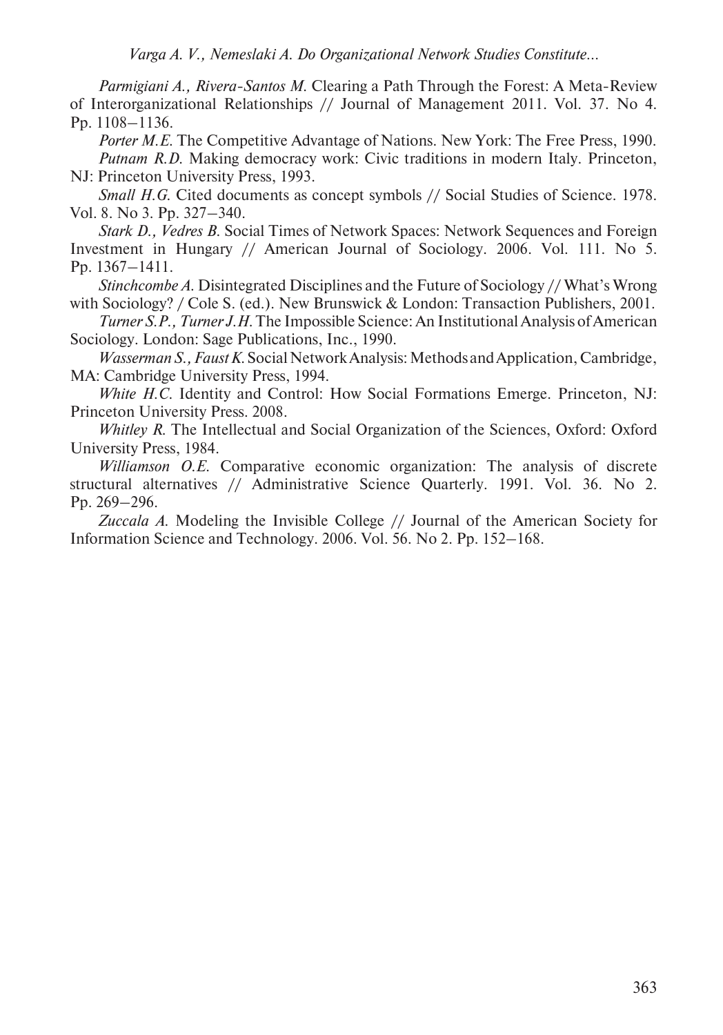*Parmigiani A., Rivera-Santos M.* Clearing a Path Through the Forest: A Meta-Review of Interorganizational Relationships // Journal of Management 2011. Vol. 37. No 4. Pp. 1108–1136.

*Porter M.E.* The Competitive Advantage of Nations. New York: The Free Press, 1990.

*Putnam R.D.* Making democracy work: Civic traditions in modern Italy. Princeton, NJ: Princeton University Press, 1993.

*Small H.G.* Cited documents as concept symbols // Social Studies of Science. 1978. Vol. 8. No 3. Pp. 327–340.

*Stark D., Vedres B.* Social Times of Network Spaces: Network Sequences and Foreign Investment in Hungary // American Journal of Sociology. 2006. Vol. 111. No 5. Pp. 1367–1411.

*Stinchcombe A.* Disintegrated Disciplines and the Future of Sociology // What's Wrong with Sociology? / Cole S. (ed.). New Brunswick & London: Transaction Publishers, 2001.

*Turner S.P., Turner J.H.* The Impossible Science: An Institutional Analysis of American Sociology. London: Sage Publications, Inc., 1990.

*Wasserman S., Faust K.* Social Network Analysis: Methods and Application, Cambridge, MA: Cambridge University Press, 1994.

*White H.C.* Identity and Control: How Social Formations Emerge. Princeton, NJ: Princeton University Press. 2008.

*Whitley R.* The Intellectual and Social Organization of the Sciences, Oxford: Oxford University Press, 1984.

*Williamson O.E.* Comparative economic organization: The analysis of discrete structural alternatives // Administrative Science Quarterly. 1991. Vol. 36. No 2. Pp. 269–296.

*Zuccala A.* Modeling the Invisible College // Journal of the American Society for Information Science and Technology. 2006. Vol. 56. No 2. Pp. 152–168.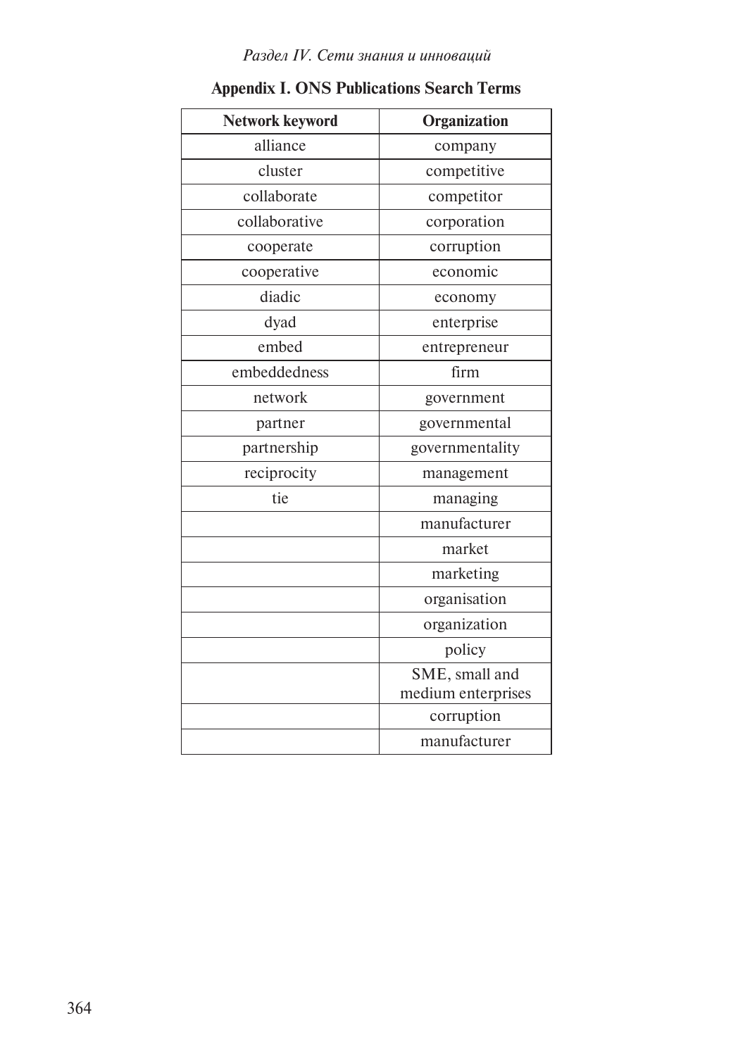## Appendix I. ONS Publications Search Terms

| Network keyword | Organization |
|---|---|
| alliance | company |
| cluster | competitive |
| collaborate | competitor |
| collaborative | corporation |
| cooperate | corruption |
| cooperative | economic |
| diadic | economy |
| dyad | enterprise |
| embed | entrepreneur |
| embeddedness | firm |
| network | government |
| partner | governmental |
| partnership | governmentality |
| reciprocity | management |
| tie | managing |
| | manufacturer |
| | market |
| | marketing |
| | organisation |
| | organization |
| | policy |
| | SME, small and medium enterprises |
| | corruption |
| | manufacturer |